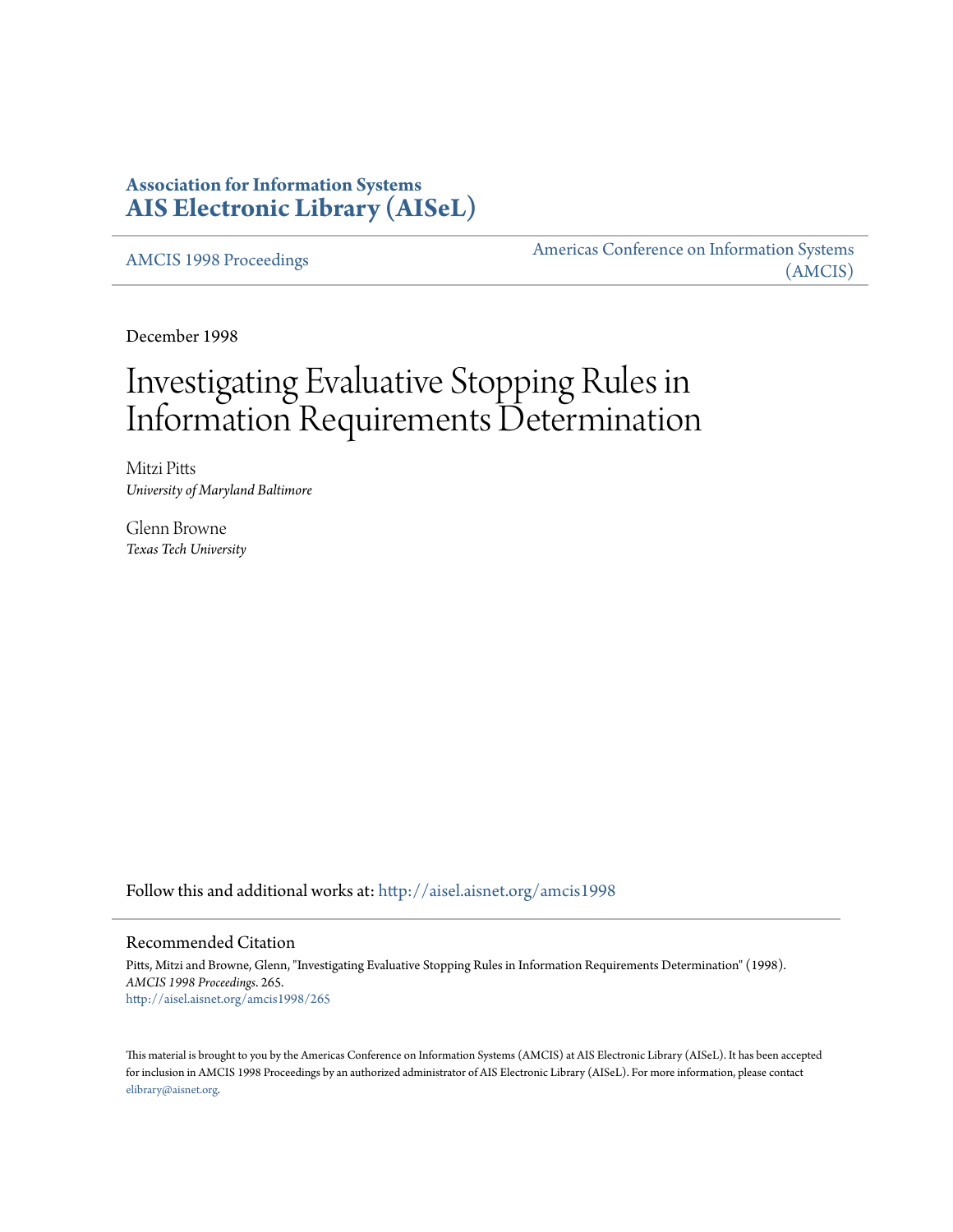**Association for Information Systems**
**[AIS Electronic Library (AISeL)](http://aisel.aisnet.org)**

AMCIS 1998 Proceedings | Americas Conference on Information Systems (AMCIS)

December 1998

# Investigating Evaluative Stopping Rules in Information Requirements Determination

Mitzi Pitts
*University of Maryland Baltimore*

Glenn Browne
*Texas Tech University*

Follow this and additional works at: http://aisel.aisnet.org/amcis1998

## Recommended Citation

Pitts, Mitzi and Browne, Glenn, "Investigating Evaluative Stopping Rules in Information Requirements Determination" (1998). *AMCIS 1998 Proceedings*. 265.
http://aisel.aisnet.org/amcis1998/265

This material is brought to you by the Americas Conference on Information Systems (AMCIS) at AIS Electronic Library (AISeL). It has been accepted for inclusion in AMCIS 1998 Proceedings by an authorized administrator of AIS Electronic Library (AISeL). For more information, please contact elibrary@aisnet.org.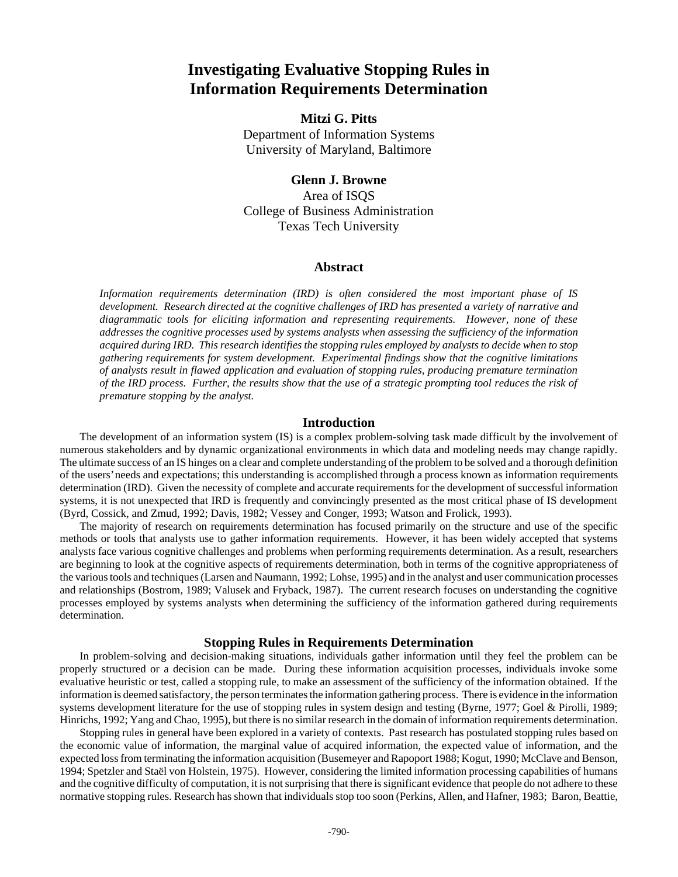# Investigating Evaluative Stopping Rules in Information Requirements Determination

**Mitzi G. Pitts**
Department of Information Systems
University of Maryland, Baltimore

**Glenn J. Browne**
Area of ISQS
College of Business Administration
Texas Tech University

## Abstract

*Information requirements determination (IRD) is often considered the most important phase of IS development. Research directed at the cognitive challenges of IRD has presented a variety of narrative and diagrammatic tools for eliciting information and representing requirements. However, none of these addresses the cognitive processes used by systems analysts when assessing the sufficiency of the information acquired during IRD. This research identifies the stopping rules employed by analysts to decide when to stop gathering requirements for system development. Experimental findings show that the cognitive limitations of analysts result in flawed application and evaluation of stopping rules, producing premature termination of the IRD process. Further, the results show that the use of a strategic prompting tool reduces the risk of premature stopping by the analyst.*

## Introduction

The development of an information system (IS) is a complex problem-solving task made difficult by the involvement of numerous stakeholders and by dynamic organizational environments in which data and modeling needs may change rapidly. The ultimate success of an IS hinges on a clear and complete understanding of the problem to be solved and a thorough definition of the users' needs and expectations; this understanding is accomplished through a process known as information requirements determination (IRD). Given the necessity of complete and accurate requirements for the development of successful information systems, it is not unexpected that IRD is frequently and convincingly presented as the most critical phase of IS development (Byrd, Cossick, and Zmud, 1992; Davis, 1982; Vessey and Conger, 1993; Watson and Frolick, 1993).

The majority of research on requirements determination has focused primarily on the structure and use of the specific methods or tools that analysts use to gather information requirements. However, it has been widely accepted that systems analysts face various cognitive challenges and problems when performing requirements determination. As a result, researchers are beginning to look at the cognitive aspects of requirements determination, both in terms of the cognitive appropriateness of the various tools and techniques (Larsen and Naumann, 1992; Lohse, 1995) and in the analyst and user communication processes and relationships (Bostrom, 1989; Valusek and Fryback, 1987). The current research focuses on understanding the cognitive processes employed by systems analysts when determining the sufficiency of the information gathered during requirements determination.

## Stopping Rules in Requirements Determination

In problem-solving and decision-making situations, individuals gather information until they feel the problem can be properly structured or a decision can be made. During these information acquisition processes, individuals invoke some evaluative heuristic or test, called a stopping rule, to make an assessment of the sufficiency of the information obtained. If the information is deemed satisfactory, the person terminates the information gathering process. There is evidence in the information systems development literature for the use of stopping rules in system design and testing (Byrne, 1977; Goel & Pirolli, 1989; Hinrichs, 1992; Yang and Chao, 1995), but there is no similar research in the domain of information requirements determination.

Stopping rules in general have been explored in a variety of contexts. Past research has postulated stopping rules based on the economic value of information, the marginal value of acquired information, the expected value of information, and the expected loss from terminating the information acquisition (Busemeyer and Rapoport 1988; Kogut, 1990; McClave and Benson, 1994; Spetzler and Staël von Holstein, 1975). However, considering the limited information processing capabilities of humans and the cognitive difficulty of computation, it is not surprising that there is significant evidence that people do not adhere to these normative stopping rules. Research has shown that individuals stop too soon (Perkins, Allen, and Hafner, 1983; Baron, Beattie,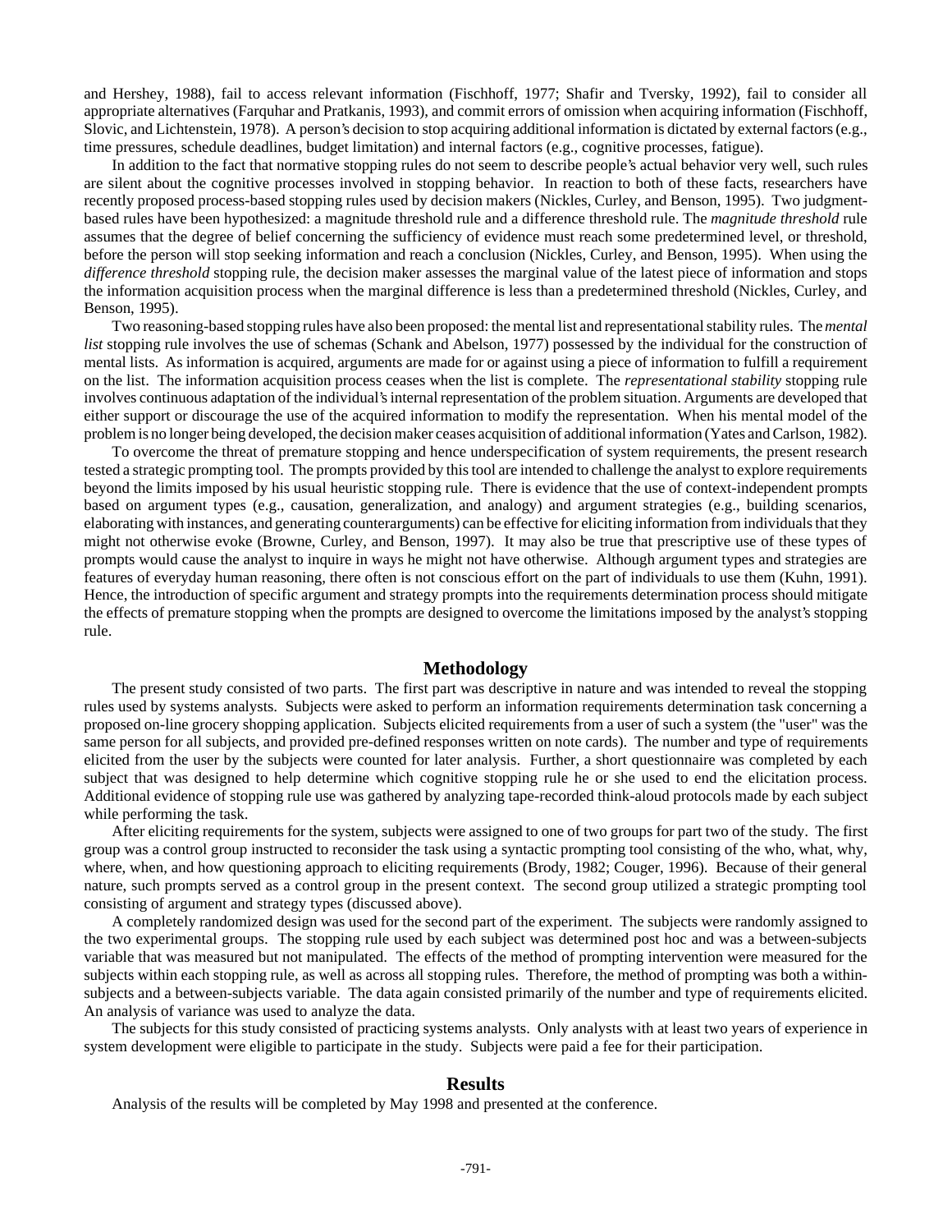and Hershey, 1988), fail to access relevant information (Fischhoff, 1977; Shafir and Tversky, 1992), fail to consider all appropriate alternatives (Farquhar and Pratkanis, 1993), and commit errors of omission when acquiring information (Fischhoff, Slovic, and Lichtenstein, 1978). A person's decision to stop acquiring additional information is dictated by external factors (e.g., time pressures, schedule deadlines, budget limitation) and internal factors (e.g., cognitive processes, fatigue).

In addition to the fact that normative stopping rules do not seem to describe people's actual behavior very well, such rules are silent about the cognitive processes involved in stopping behavior. In reaction to both of these facts, researchers have recently proposed process-based stopping rules used by decision makers (Nickles, Curley, and Benson, 1995). Two judgment-based rules have been hypothesized: a magnitude threshold rule and a difference threshold rule. The *magnitude threshold* rule assumes that the degree of belief concerning the sufficiency of evidence must reach some predetermined level, or threshold, before the person will stop seeking information and reach a conclusion (Nickles, Curley, and Benson, 1995). When using the *difference threshold* stopping rule, the decision maker assesses the marginal value of the latest piece of information and stops the information acquisition process when the marginal difference is less than a predetermined threshold (Nickles, Curley, and Benson, 1995).

Two reasoning-based stopping rules have also been proposed: the mental list and representational stability rules. The *mental list* stopping rule involves the use of schemas (Schank and Abelson, 1977) possessed by the individual for the construction of mental lists. As information is acquired, arguments are made for or against using a piece of information to fulfill a requirement on the list. The information acquisition process ceases when the list is complete. The *representational stability* stopping rule involves continuous adaptation of the individual's internal representation of the problem situation. Arguments are developed that either support or discourage the use of the acquired information to modify the representation. When his mental model of the problem is no longer being developed, the decision maker ceases acquisition of additional information (Yates and Carlson, 1982).

To overcome the threat of premature stopping and hence underspecification of system requirements, the present research tested a strategic prompting tool. The prompts provided by this tool are intended to challenge the analyst to explore requirements beyond the limits imposed by his usual heuristic stopping rule. There is evidence that the use of context-independent prompts based on argument types (e.g., causation, generalization, and analogy) and argument strategies (e.g., building scenarios, elaborating with instances, and generating counterarguments) can be effective for eliciting information from individuals that they might not otherwise evoke (Browne, Curley, and Benson, 1997). It may also be true that prescriptive use of these types of prompts would cause the analyst to inquire in ways he might not have otherwise. Although argument types and strategies are features of everyday human reasoning, there often is not conscious effort on the part of individuals to use them (Kuhn, 1991). Hence, the introduction of specific argument and strategy prompts into the requirements determination process should mitigate the effects of premature stopping when the prompts are designed to overcome the limitations imposed by the analyst's stopping rule.

## Methodology

The present study consisted of two parts. The first part was descriptive in nature and was intended to reveal the stopping rules used by systems analysts. Subjects were asked to perform an information requirements determination task concerning a proposed on-line grocery shopping application. Subjects elicited requirements from a user of such a system (the "user" was the same person for all subjects, and provided pre-defined responses written on note cards). The number and type of requirements elicited from the user by the subjects were counted for later analysis. Further, a short questionnaire was completed by each subject that was designed to help determine which cognitive stopping rule he or she used to end the elicitation process. Additional evidence of stopping rule use was gathered by analyzing tape-recorded think-aloud protocols made by each subject while performing the task.

After eliciting requirements for the system, subjects were assigned to one of two groups for part two of the study. The first group was a control group instructed to reconsider the task using a syntactic prompting tool consisting of the who, what, why, where, when, and how questioning approach to eliciting requirements (Brody, 1982; Couger, 1996). Because of their general nature, such prompts served as a control group in the present context. The second group utilized a strategic prompting tool consisting of argument and strategy types (discussed above).

A completely randomized design was used for the second part of the experiment. The subjects were randomly assigned to the two experimental groups. The stopping rule used by each subject was determined post hoc and was a between-subjects variable that was measured but not manipulated. The effects of the method of prompting intervention were measured for the subjects within each stopping rule, as well as across all stopping rules. Therefore, the method of prompting was both a within-subjects and a between-subjects variable. The data again consisted primarily of the number and type of requirements elicited. An analysis of variance was used to analyze the data.

The subjects for this study consisted of practicing systems analysts. Only analysts with at least two years of experience in system development were eligible to participate in the study. Subjects were paid a fee for their participation.

## Results

Analysis of the results will be completed by May 1998 and presented at the conference.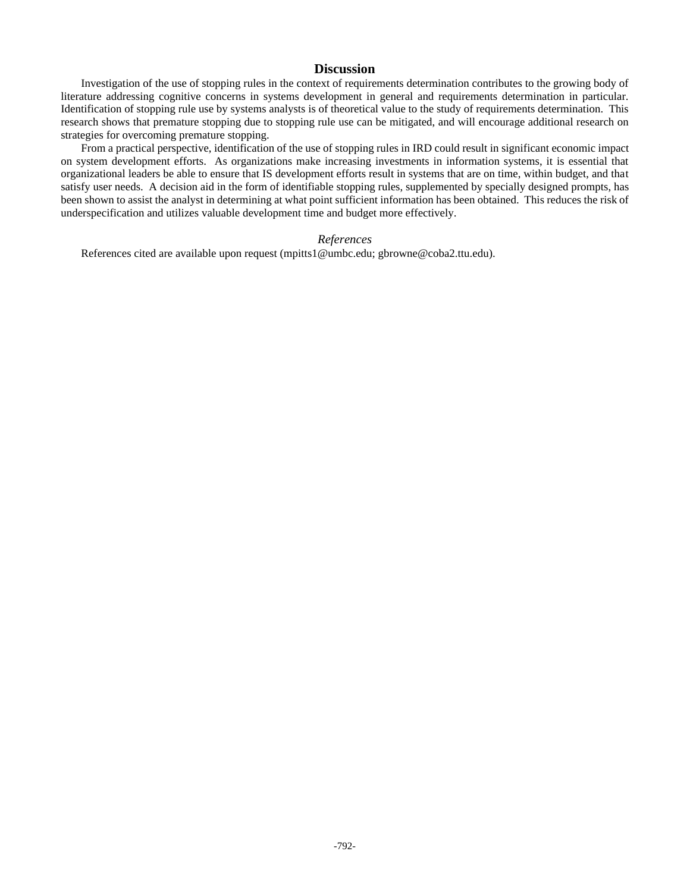## Discussion

Investigation of the use of stopping rules in the context of requirements determination contributes to the growing body of literature addressing cognitive concerns in systems development in general and requirements determination in particular. Identification of stopping rule use by systems analysts is of theoretical value to the study of requirements determination. This research shows that premature stopping due to stopping rule use can be mitigated, and will encourage additional research on strategies for overcoming premature stopping.

From a practical perspective, identification of the use of stopping rules in IRD could result in significant economic impact on system development efforts. As organizations make increasing investments in information systems, it is essential that organizational leaders be able to ensure that IS development efforts result in systems that are on time, within budget, and that satisfy user needs. A decision aid in the form of identifiable stopping rules, supplemented by specially designed prompts, has been shown to assist the analyst in determining at what point sufficient information has been obtained. This reduces the risk of underspecification and utilizes valuable development time and budget more effectively.

### *References*

References cited are available upon request (mpitts1@umbc.edu; gbrowne@coba2.ttu.edu).